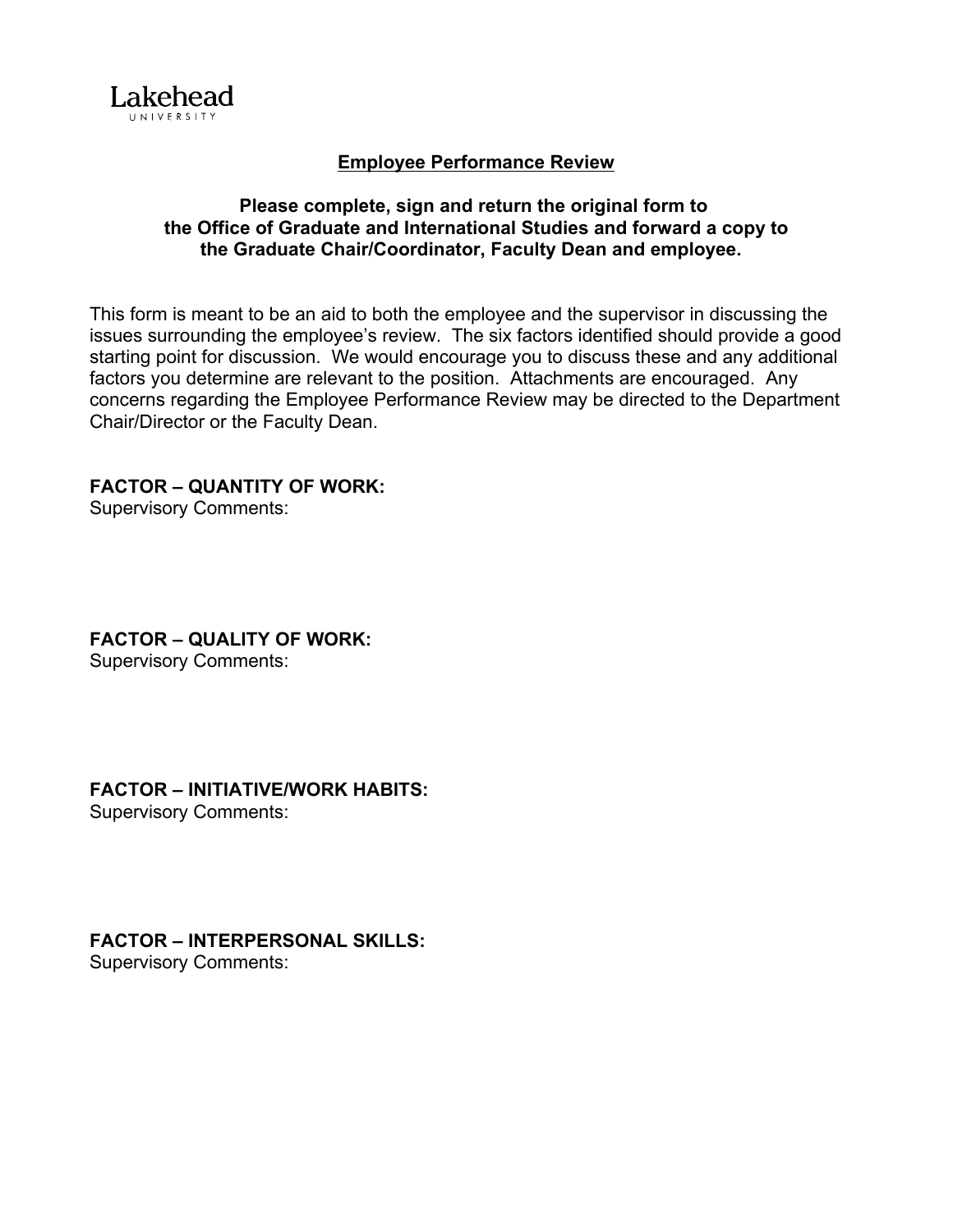Lakehead
UNIVERSITY

# Employee Performance Review

**Please complete, sign and return the original form to the Office of Graduate and International Studies and forward a copy to the Graduate Chair/Coordinator, Faculty Dean and employee.**

This form is meant to be an aid to both the employee and the supervisor in discussing the issues surrounding the employee's review. The six factors identified should provide a good starting point for discussion. We would encourage you to discuss these and any additional factors you determine are relevant to the position. Attachments are encouraged. Any concerns regarding the Employee Performance Review may be directed to the Department Chair/Director or the Faculty Dean.

**FACTOR – QUANTITY OF WORK:**
Supervisory Comments:

**FACTOR – QUALITY OF WORK:**
Supervisory Comments:

**FACTOR – INITIATIVE/WORK HABITS:**
Supervisory Comments:

**FACTOR – INTERPERSONAL SKILLS:**
Supervisory Comments: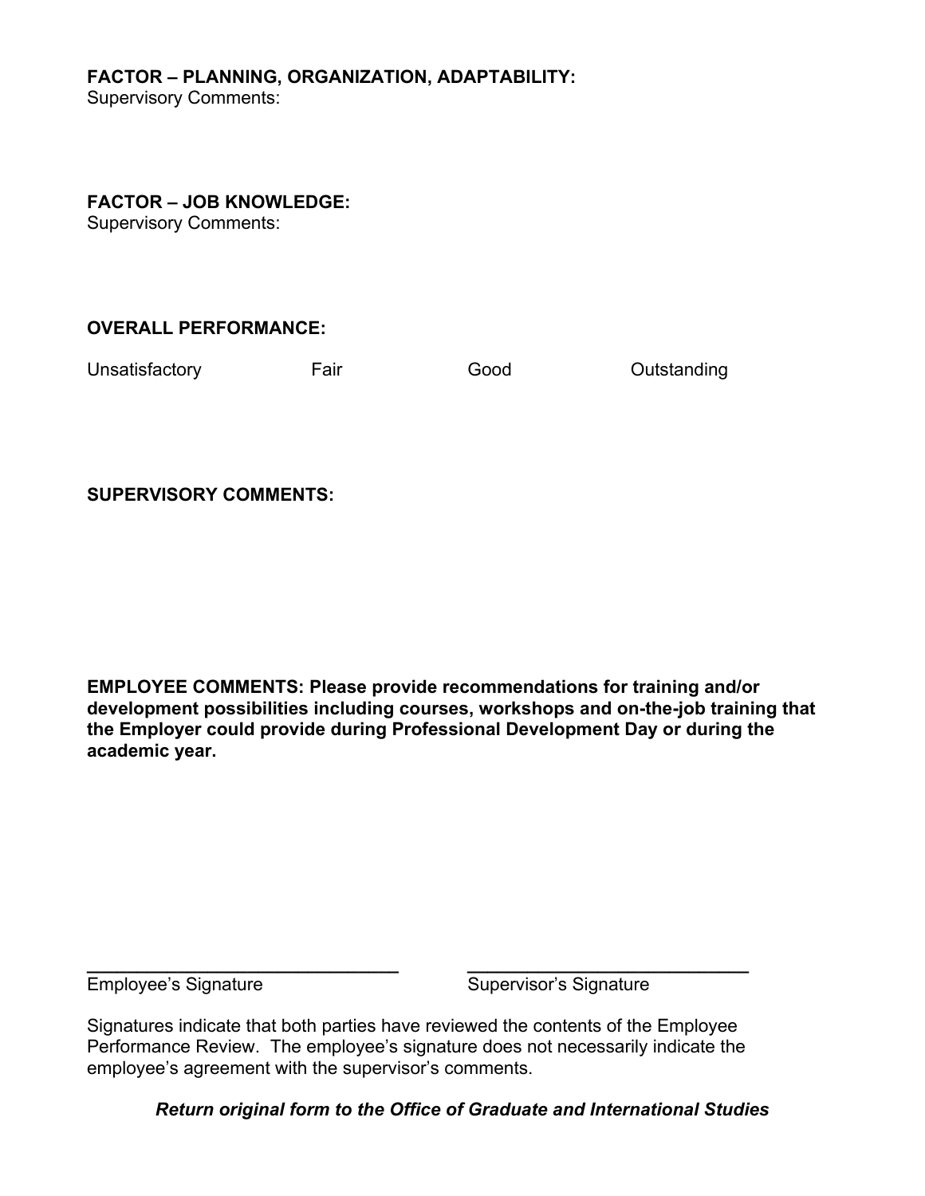**FACTOR – PLANNING, ORGANIZATION, ADAPTABILITY:**
Supervisory Comments:

**FACTOR – JOB KNOWLEDGE:**
Supervisory Comments:

**OVERALL PERFORMANCE:**

Unsatisfactory    Fair    Good    Outstanding

**SUPERVISORY COMMENTS:**

**EMPLOYEE COMMENTS: Please provide recommendations for training and/or development possibilities including courses, workshops and on-the-job training that the Employer could provide during Professional Development Day or during the academic year.**

\_\_\_\_\_\_\_\_\_\_\_\_\_\_\_\_\_\_\_\_\_\_\_\_\_\_\_\_\_\_    \_\_\_\_\_\_\_\_\_\_\_\_\_\_\_\_\_\_\_\_\_\_\_\_\_\_\_\_\_\_
Employee's Signature    Supervisor's Signature

Signatures indicate that both parties have reviewed the contents of the Employee Performance Review. The employee's signature does not necessarily indicate the employee's agreement with the supervisor's comments.

***Return original form to the Office of Graduate and International Studies***